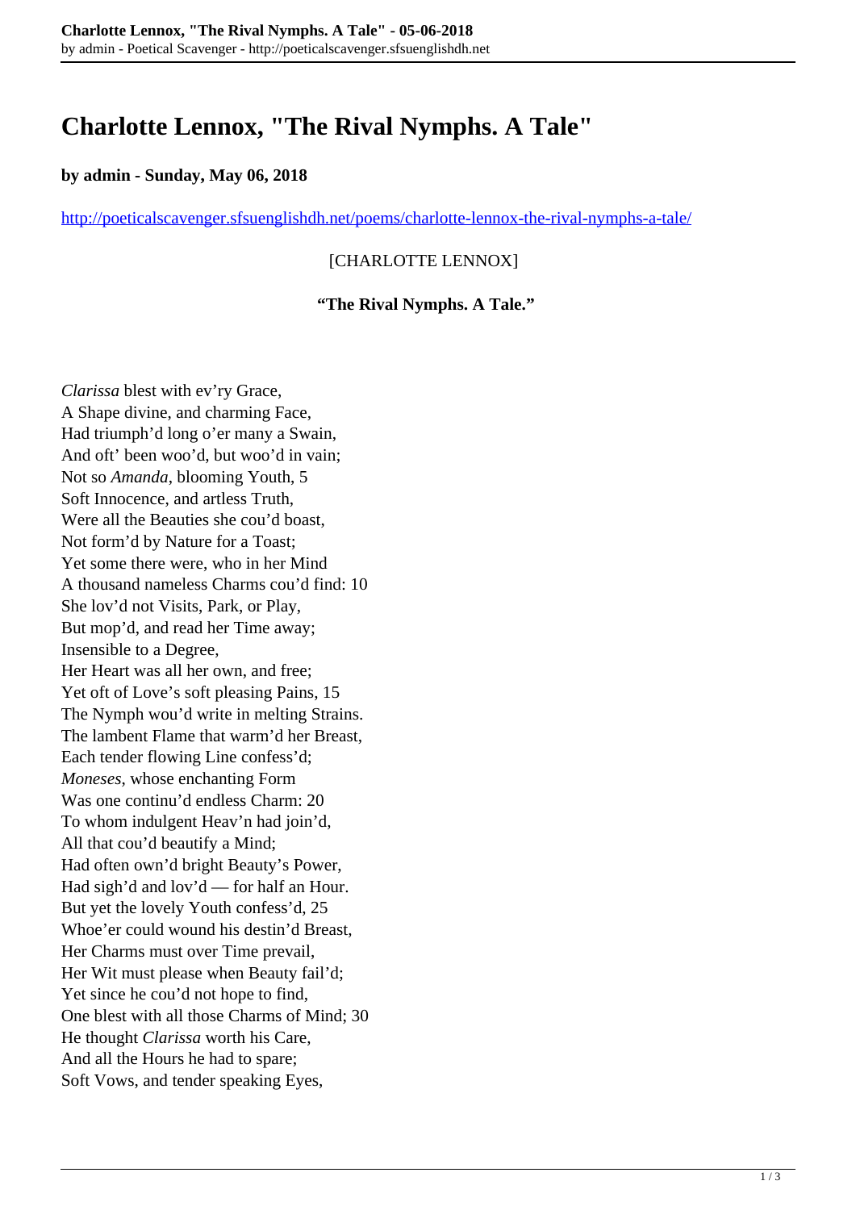# Charlotte Lennox, "The Rival Nymphs. A Tale"

**by admin - Sunday, May 06, 2018**

http://poeticalscavenger.sfsuenglishdh.net/poems/charlotte-lennox-the-rival-nymphs-a-tale/

[CHARLOTTE LENNOX]

**"The Rival Nymphs. A Tale."**

*Clarissa* blest with ev'ry Grace,  
A Shape divine, and charming Face,  
Had triumph'd long o'er many a Swain,  
And oft' been woo'd, but woo'd in vain;  
Not so *Amanda*, blooming Youth, 5  
Soft Innocence, and artless Truth,  
Were all the Beauties she cou'd boast,  
Not form'd by Nature for a Toast;  
Yet some there were, who in her Mind  
A thousand nameless Charms cou'd find: 10  
She lov'd not Visits, Park, or Play,  
But mop'd, and read her Time away;  
Insensible to a Degree,  
Her Heart was all her own, and free;  
Yet oft of Love's soft pleasing Pains, 15  
The Nymph wou'd write in melting Strains.  
The lambent Flame that warm'd her Breast,  
Each tender flowing Line confess'd;  
*Moneses*, whose enchanting Form  
Was one continu'd endless Charm: 20  
To whom indulgent Heav'n had join'd,  
All that cou'd beautify a Mind;  
Had often own'd bright Beauty's Power,  
Had sigh'd and lov'd — for half an Hour.  
But yet the lovely Youth confess'd, 25  
Whoe'er could wound his destin'd Breast,  
Her Charms must over Time prevail,  
Her Wit must please when Beauty fail'd;  
Yet since he cou'd not hope to find,  
One blest with all those Charms of Mind; 30  
He thought *Clarissa* worth his Care,  
And all the Hours he had to spare;  
Soft Vows, and tender speaking Eyes,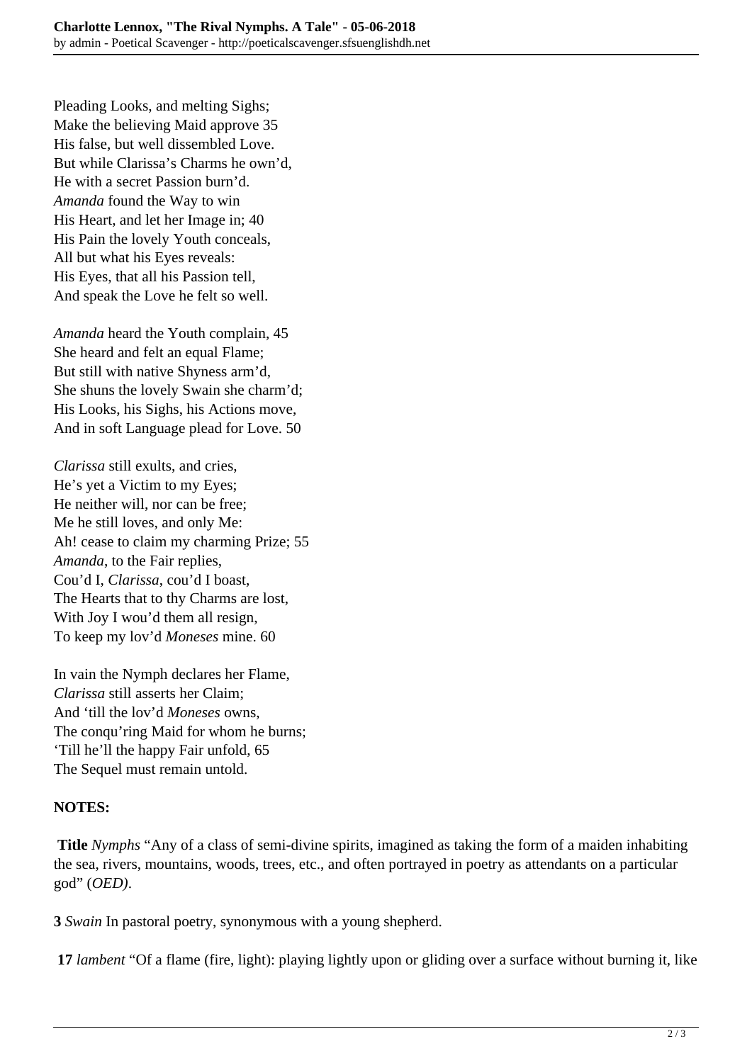Pleading Looks, and melting Sighs;  
Make the believing Maid approve 35  
His false, but well dissembled Love.  
But while Clarissa's Charms he own'd,  
He with a secret Passion burn'd.  
*Amanda* found the Way to win  
His Heart, and let her Image in; 40  
His Pain the lovely Youth conceals,  
All but what his Eyes reveals:  
His Eyes, that all his Passion tell,  
And speak the Love he felt so well.

*Amanda* heard the Youth complain, 45  
She heard and felt an equal Flame;  
But still with native Shyness arm'd,  
She shuns the lovely Swain she charm'd;  
His Looks, his Sighs, his Actions move,  
And in soft Language plead for Love. 50

*Clarissa* still exults, and cries,  
He's yet a Victim to my Eyes;  
He neither will, nor can be free;  
Me he still loves, and only Me:  
Ah! cease to claim my charming Prize; 55  
*Amanda*, to the Fair replies,  
Cou'd I, *Clarissa*, cou'd I boast,  
The Hearts that to thy Charms are lost,  
With Joy I wou'd them all resign,  
To keep my lov'd *Moneses* mine. 60

In vain the Nymph declares her Flame,  
*Clarissa* still asserts her Claim;  
And 'till the lov'd *Moneses* owns,  
The conqu'ring Maid for whom he burns;  
'Till he'll the happy Fair unfold, 65  
The Sequel must remain untold.

**NOTES:**

**Title** *Nymphs* "Any of a class of semi-divine spirits, imagined as taking the form of a maiden inhabiting the sea, rivers, mountains, woods, trees, etc., and often portrayed in poetry as attendants on a particular god" (*OED)*.

**3** *Swain* In pastoral poetry, synonymous with a young shepherd.

**17** *lambent* "Of a flame (fire, light): playing lightly upon or gliding over a surface without burning it, like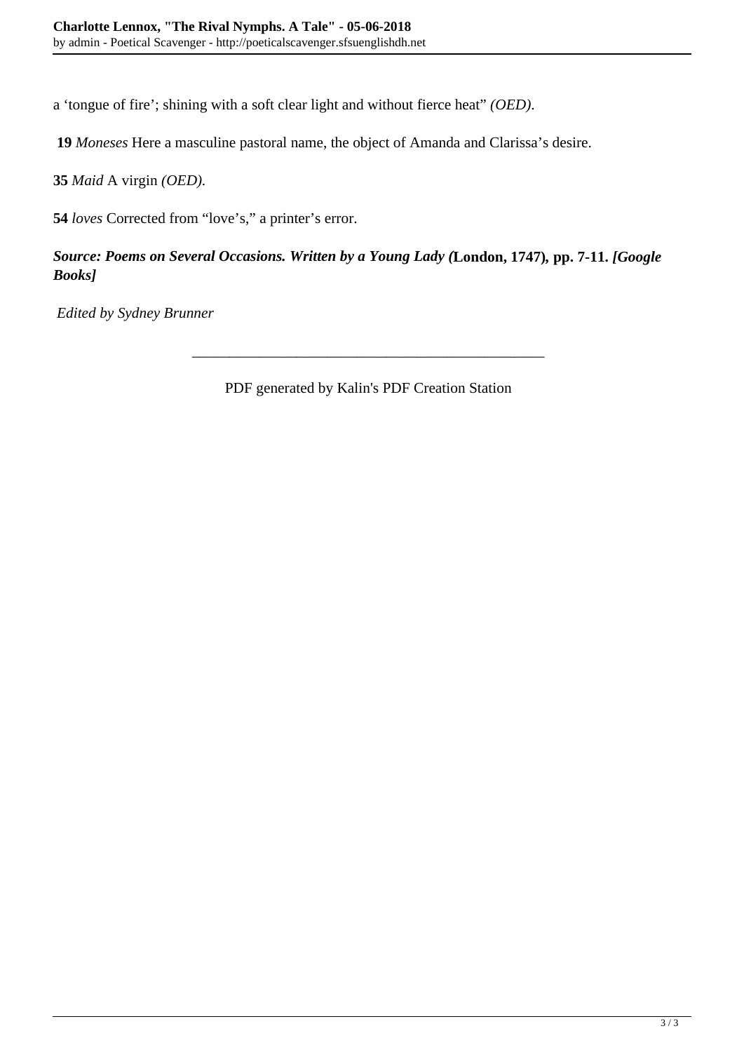a ‘tongue of fire’; shining with a soft clear light and without fierce heat” *(OED)*.

**19** *Moneses* Here a masculine pastoral name, the object of Amanda and Clarissa’s desire.

**35** *Maid* A virgin *(OED).*

**54** *loves* Corrected from “love’s,” a printer’s error.

***Source: Poems on Several Occasions. Written by a Young Lady (*London, 1747), pp. 7-11. *[Google Books]***

*Edited by Sydney Brunner*

---

PDF generated by Kalin's PDF Creation Station